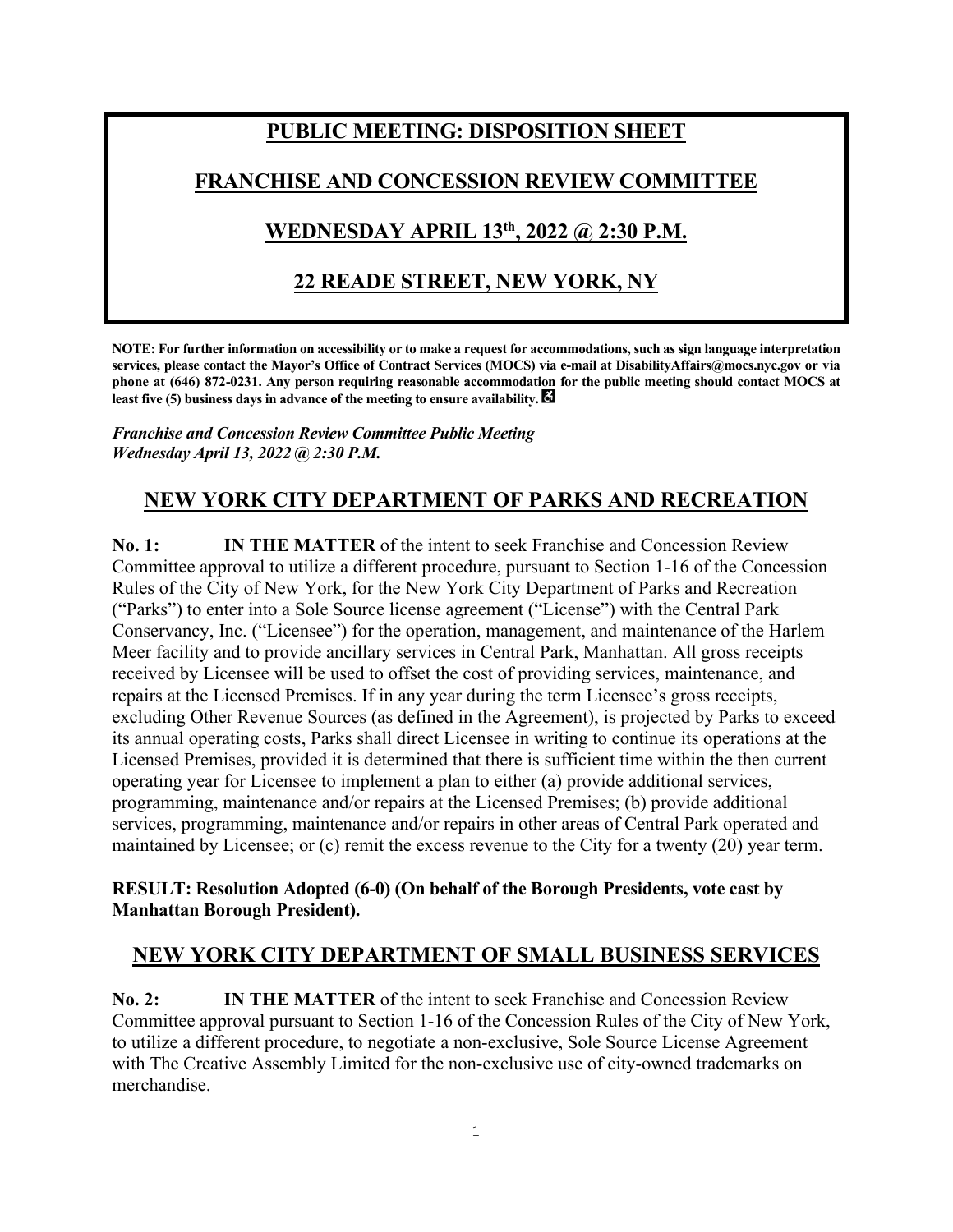# PUBLIC MEETING: DISPOSITION SHEET

# FRANCHISE AND CONCESSION REVIEW COMMITTEE

# WEDNESDAY APRIL 13th, 2022 @ 2:30 P.M.

# 22 READE STREET, NEW YORK, NY

**NOTE: For further information on accessibility or to make a request for accommodations, such as sign language interpretation services, please contact the Mayor's Office of Contract Services (MOCS) via e-mail at DisabilityAffairs@mocs.nyc.gov or via phone at (646) 872-0231. Any person requiring reasonable accommodation for the public meeting should contact MOCS at least five (5) business days in advance of the meeting to ensure availability.**

***Franchise and Concession Review Committee Public Meeting***
***Wednesday April 13, 2022 @ 2:30 P.M.***

## NEW YORK CITY DEPARTMENT OF PARKS AND RECREATION

**No. 1:** **IN THE MATTER** of the intent to seek Franchise and Concession Review Committee approval to utilize a different procedure, pursuant to Section 1-16 of the Concession Rules of the City of New York, for the New York City Department of Parks and Recreation ("Parks") to enter into a Sole Source license agreement ("License") with the Central Park Conservancy, Inc. ("Licensee") for the operation, management, and maintenance of the Harlem Meer facility and to provide ancillary services in Central Park, Manhattan. All gross receipts received by Licensee will be used to offset the cost of providing services, maintenance, and repairs at the Licensed Premises. If in any year during the term Licensee's gross receipts, excluding Other Revenue Sources (as defined in the Agreement), is projected by Parks to exceed its annual operating costs, Parks shall direct Licensee in writing to continue its operations at the Licensed Premises, provided it is determined that there is sufficient time within the then current operating year for Licensee to implement a plan to either (a) provide additional services, programming, maintenance and/or repairs at the Licensed Premises; (b) provide additional services, programming, maintenance and/or repairs in other areas of Central Park operated and maintained by Licensee; or (c) remit the excess revenue to the City for a twenty (20) year term.

**RESULT: Resolution Adopted (6-0) (On behalf of the Borough Presidents, vote cast by Manhattan Borough President).**

## NEW YORK CITY DEPARTMENT OF SMALL BUSINESS SERVICES

**No. 2:** **IN THE MATTER** of the intent to seek Franchise and Concession Review Committee approval pursuant to Section 1-16 of the Concession Rules of the City of New York, to utilize a different procedure, to negotiate a non-exclusive, Sole Source License Agreement with The Creative Assembly Limited for the non-exclusive use of city-owned trademarks on merchandise.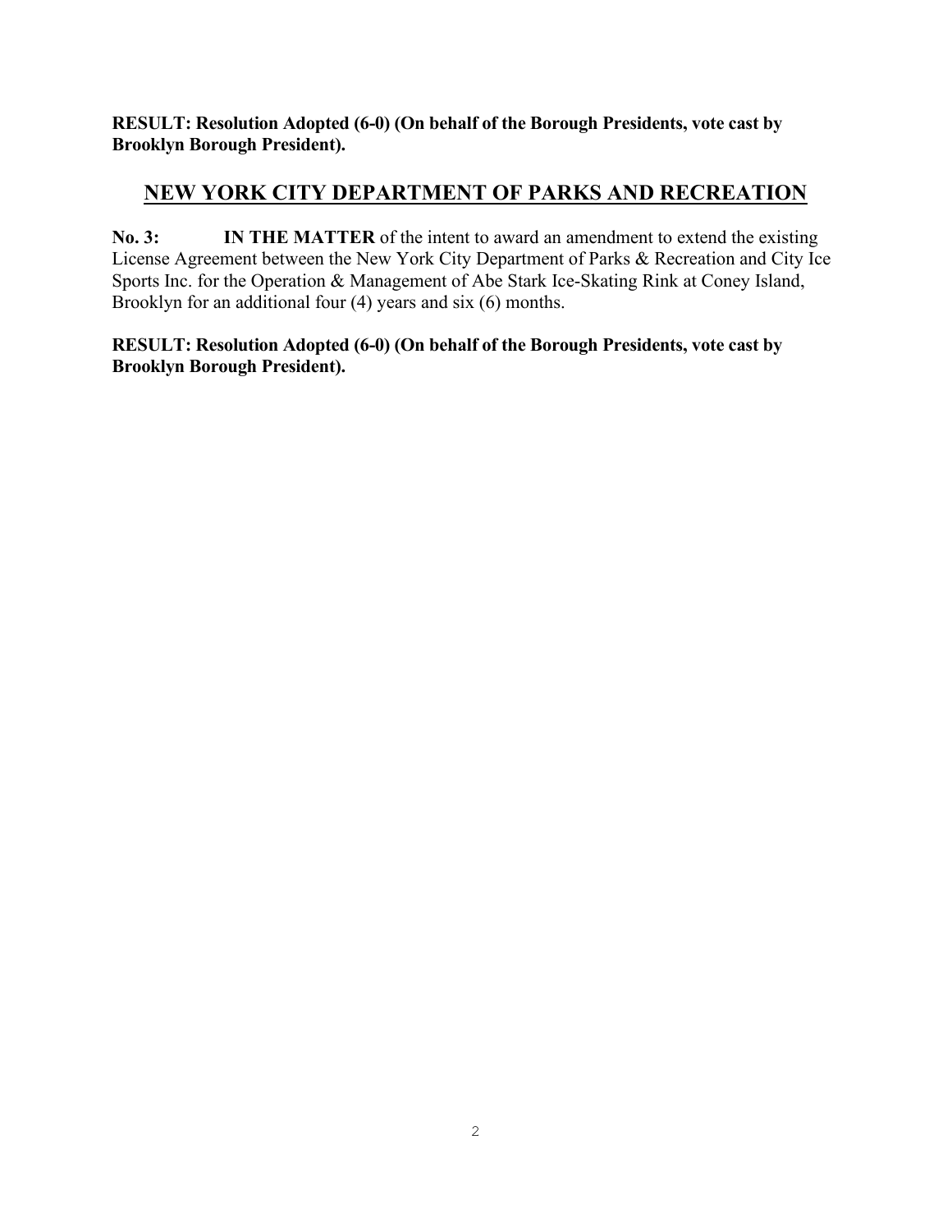**RESULT: Resolution Adopted (6-0) (On behalf of the Borough Presidents, vote cast by Brooklyn Borough President).**

## NEW YORK CITY DEPARTMENT OF PARKS AND RECREATION

**No. 3:** **IN THE MATTER** of the intent to award an amendment to extend the existing License Agreement between the New York City Department of Parks & Recreation and City Ice Sports Inc. for the Operation & Management of Abe Stark Ice-Skating Rink at Coney Island, Brooklyn for an additional four (4) years and six (6) months.

**RESULT: Resolution Adopted (6-0) (On behalf of the Borough Presidents, vote cast by Brooklyn Borough President).**